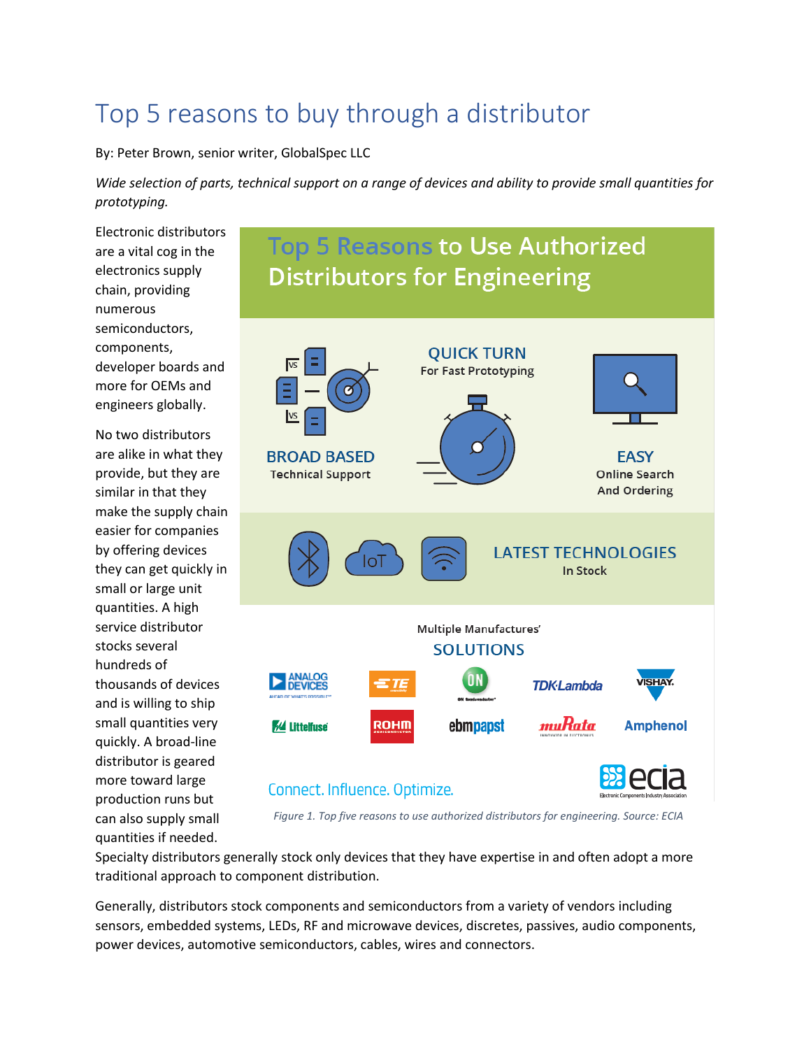# Top 5 reasons to buy through a distributor

By: Peter Brown, senior writer, GlobalSpec LLC

*Wide selection of parts, technical support on a range of devices and ability to provide small quantities for prototyping.*

Electronic distributors are a vital cog in the electronics supply chain, providing numerous semiconductors, components, developer boards and more for OEMs and engineers globally.

No two distributors are alike in what they provide, but they are similar in that they make the supply chain easier for companies by offering devices they can get quickly in small or large unit quantities. A high service distributor stocks several hundreds of thousands of devices and is willing to ship small quantities very quickly. A broad-line distributor is geared more toward large production runs but can also supply small quantities if needed. Specialty distributors generally stock only devices that they have expertise in and often adopt a more traditional approach to component distribution.

*Figure 1. Top five reasons to use authorized distributors for engineering. Source: ECIA*

Generally, distributors stock components and semiconductors from a variety of vendors including sensors, embedded systems, LEDs, RF and microwave devices, discretes, passives, audio components, power devices, automotive semiconductors, cables, wires and connectors.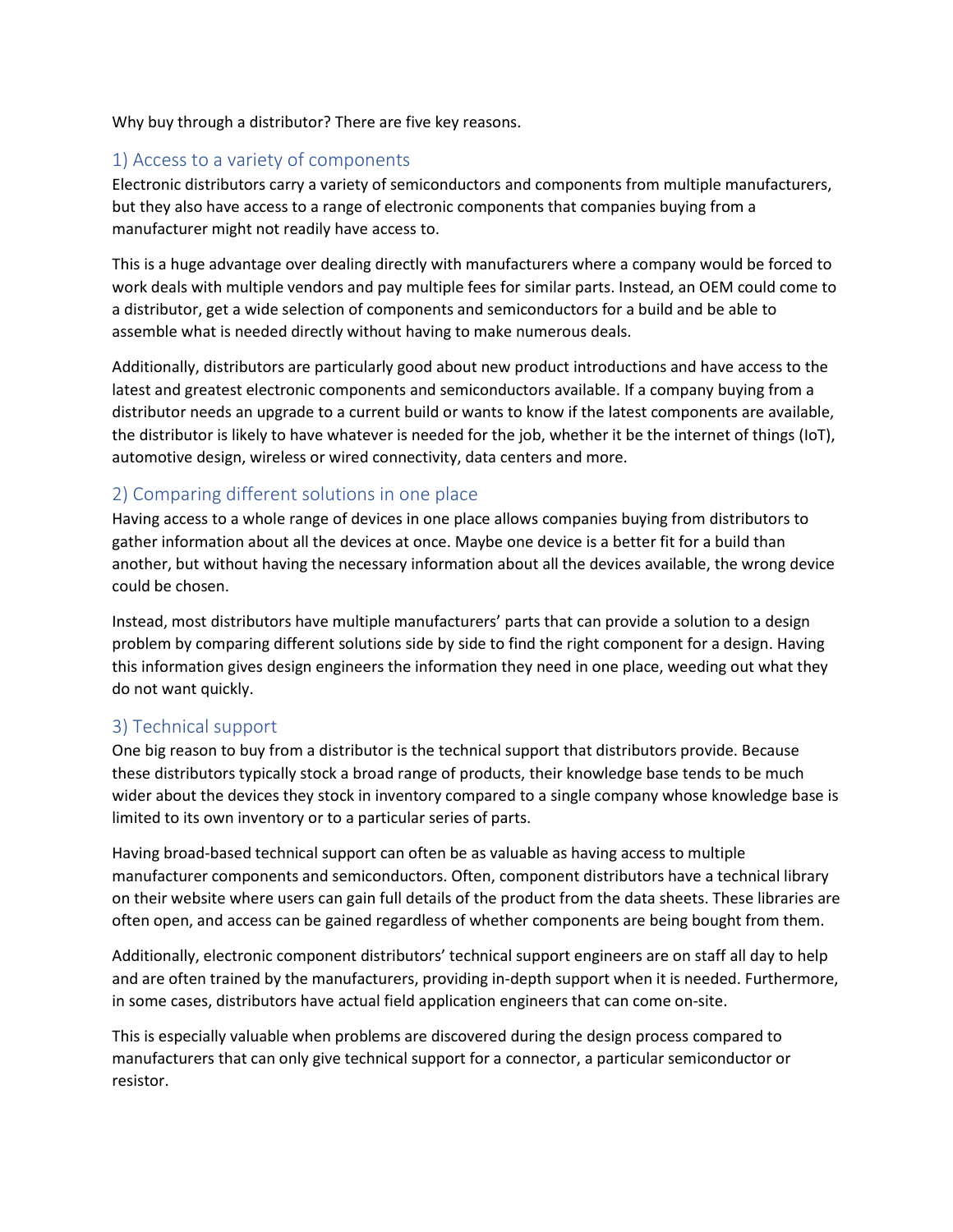Why buy through a distributor? There are five key reasons.

## 1) Access to a variety of components

Electronic distributors carry a variety of semiconductors and components from multiple manufacturers, but they also have access to a range of electronic components that companies buying from a manufacturer might not readily have access to.

This is a huge advantage over dealing directly with manufacturers where a company would be forced to work deals with multiple vendors and pay multiple fees for similar parts. Instead, an OEM could come to a distributor, get a wide selection of components and semiconductors for a build and be able to assemble what is needed directly without having to make numerous deals.

Additionally, distributors are particularly good about new product introductions and have access to the latest and greatest electronic components and semiconductors available. If a company buying from a distributor needs an upgrade to a current build or wants to know if the latest components are available, the distributor is likely to have whatever is needed for the job, whether it be the internet of things (IoT), automotive design, wireless or wired connectivity, data centers and more.

## 2) Comparing different solutions in one place

Having access to a whole range of devices in one place allows companies buying from distributors to gather information about all the devices at once. Maybe one device is a better fit for a build than another, but without having the necessary information about all the devices available, the wrong device could be chosen.

Instead, most distributors have multiple manufacturers' parts that can provide a solution to a design problem by comparing different solutions side by side to find the right component for a design. Having this information gives design engineers the information they need in one place, weeding out what they do not want quickly.

## 3) Technical support

One big reason to buy from a distributor is the technical support that distributors provide. Because these distributors typically stock a broad range of products, their knowledge base tends to be much wider about the devices they stock in inventory compared to a single company whose knowledge base is limited to its own inventory or to a particular series of parts.

Having broad-based technical support can often be as valuable as having access to multiple manufacturer components and semiconductors. Often, component distributors have a technical library on their website where users can gain full details of the product from the data sheets. These libraries are often open, and access can be gained regardless of whether components are being bought from them.

Additionally, electronic component distributors' technical support engineers are on staff all day to help and are often trained by the manufacturers, providing in-depth support when it is needed. Furthermore, in some cases, distributors have actual field application engineers that can come on-site.

This is especially valuable when problems are discovered during the design process compared to manufacturers that can only give technical support for a connector, a particular semiconductor or resistor.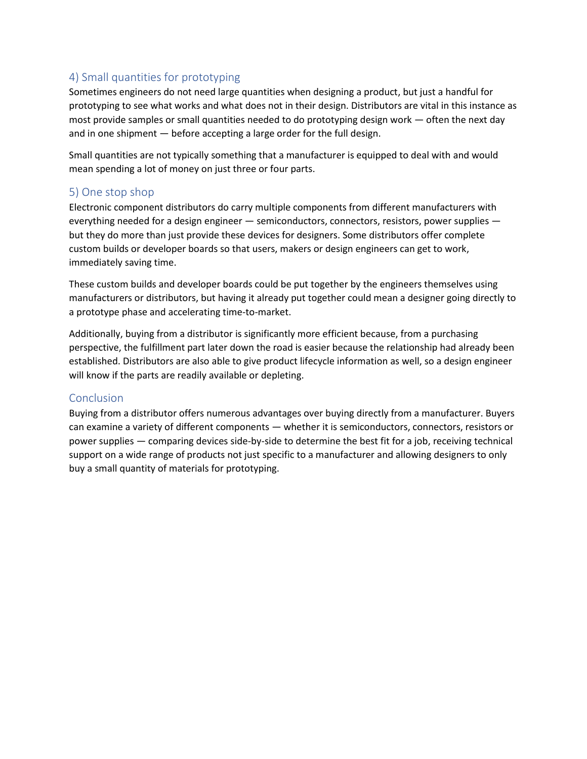## 4) Small quantities for prototyping

Sometimes engineers do not need large quantities when designing a product, but just a handful for prototyping to see what works and what does not in their design. Distributors are vital in this instance as most provide samples or small quantities needed to do prototyping design work — often the next day and in one shipment — before accepting a large order for the full design.

Small quantities are not typically something that a manufacturer is equipped to deal with and would mean spending a lot of money on just three or four parts.

## 5) One stop shop

Electronic component distributors do carry multiple components from different manufacturers with everything needed for a design engineer — semiconductors, connectors, resistors, power supplies — but they do more than just provide these devices for designers. Some distributors offer complete custom builds or developer boards so that users, makers or design engineers can get to work, immediately saving time.

These custom builds and developer boards could be put together by the engineers themselves using manufacturers or distributors, but having it already put together could mean a designer going directly to a prototype phase and accelerating time-to-market.

Additionally, buying from a distributor is significantly more efficient because, from a purchasing perspective, the fulfillment part later down the road is easier because the relationship had already been established. Distributors are also able to give product lifecycle information as well, so a design engineer will know if the parts are readily available or depleting.

## Conclusion

Buying from a distributor offers numerous advantages over buying directly from a manufacturer. Buyers can examine a variety of different components — whether it is semiconductors, connectors, resistors or power supplies — comparing devices side-by-side to determine the best fit for a job, receiving technical support on a wide range of products not just specific to a manufacturer and allowing designers to only buy a small quantity of materials for prototyping.